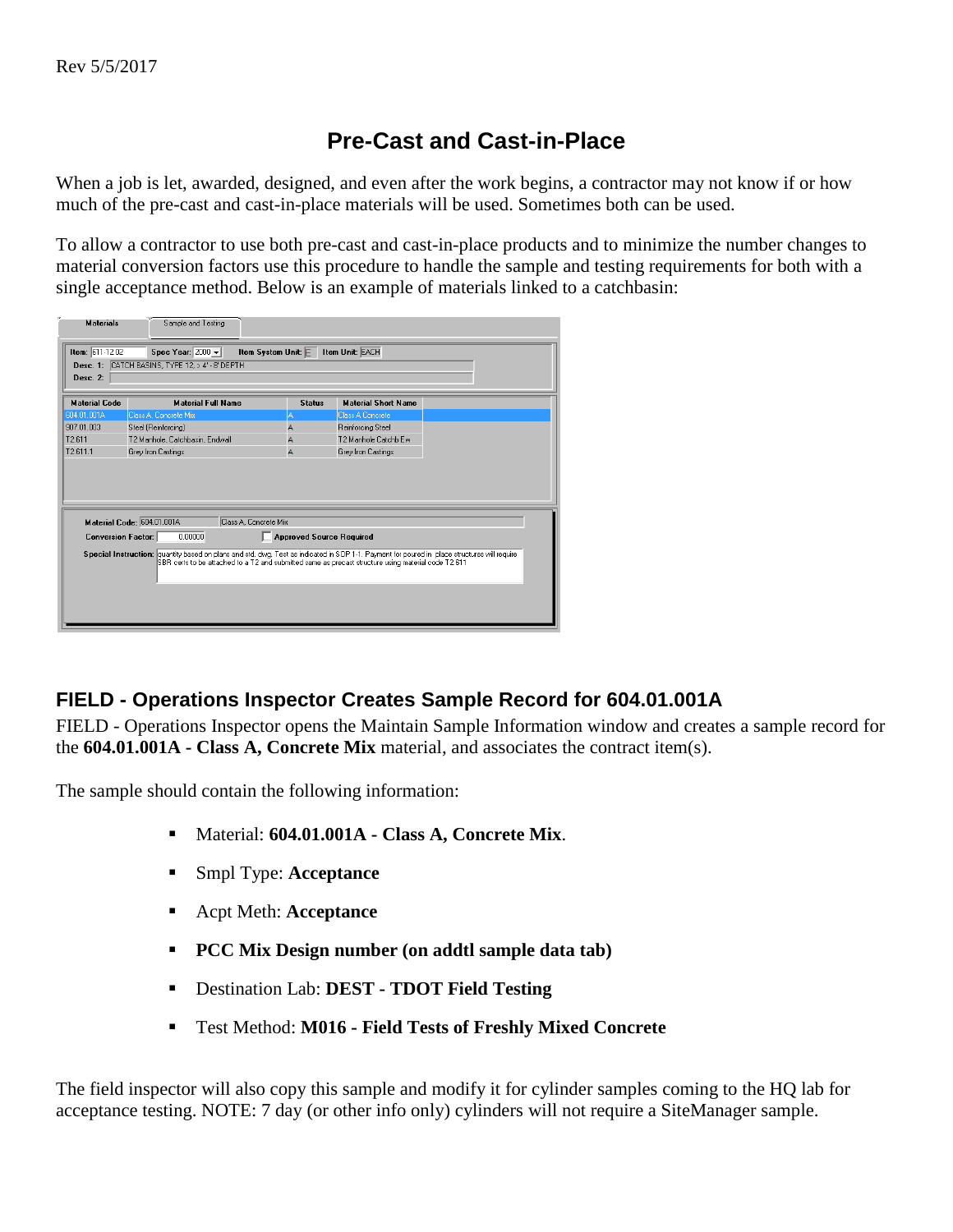Rev 5/5/2017

# Pre-Cast and Cast-in-Place

When a job is let, awarded, designed, and even after the work begins, a contractor may not know if or how much of the pre-cast and cast-in-place materials will be used. Sometimes both can be used.

To allow a contractor to use both pre-cast and cast-in-place products and to minimize the number changes to material conversion factors use this procedure to handle the sample and testing requirements for both with a single acceptance method. Below is an example of materials linked to a catchbasin:

Materials | Sample and Testing

Item: 611-12.02 Spec Year: 2000 Item System Unit: E Item Unit: EACH

Desc 1: CATCH BASINS, TYPE 12, > 4' - 8' DEPTH

Desc 2:

| Material Code | Material Full Name | Status | Material Short Name |
|---|---|---|---|
| 604.01.001A | Class A, Concrete Mix | A | Class A Concrete |
| 907.01.003 | Steel (Reinforcing) | A | Reinforcing Steel |
| T2.611 | T2 Manhole, Catchbasin, Endwall | A | T2 Manhole Catchb Ew |
| T2.611.1 | Grey Iron Castings | A | Grey Iron Castings |

Material Code: 604.01.001A Class A, Concrete Mix

Conversion Factor: 0.00000 Approved Source Required

Special Instruction: quantity based on plans and std. dwg. Test as indicated in SOP 1-1. Payment for poured in place structures will require SBR certs to be attached to a T2 and submitted same as precast structure using material code T2.611

## FIELD - Operations Inspector Creates Sample Record for 604.01.001A

FIELD - Operations Inspector opens the Maintain Sample Information window and creates a sample record for the **604.01.001A - Class A, Concrete Mix** material, and associates the contract item(s).

The sample should contain the following information:

- Material: **604.01.001A - Class A, Concrete Mix**.
- Smpl Type: **Acceptance**
- Acpt Meth: **Acceptance**
- **PCC Mix Design number (on addtl sample data tab)**
- Destination Lab: **DEST - TDOT Field Testing**
- Test Method: **M016 - Field Tests of Freshly Mixed Concrete**

The field inspector will also copy this sample and modify it for cylinder samples coming to the HQ lab for acceptance testing. NOTE: 7 day (or other info only) cylinders will not require a SiteManager sample.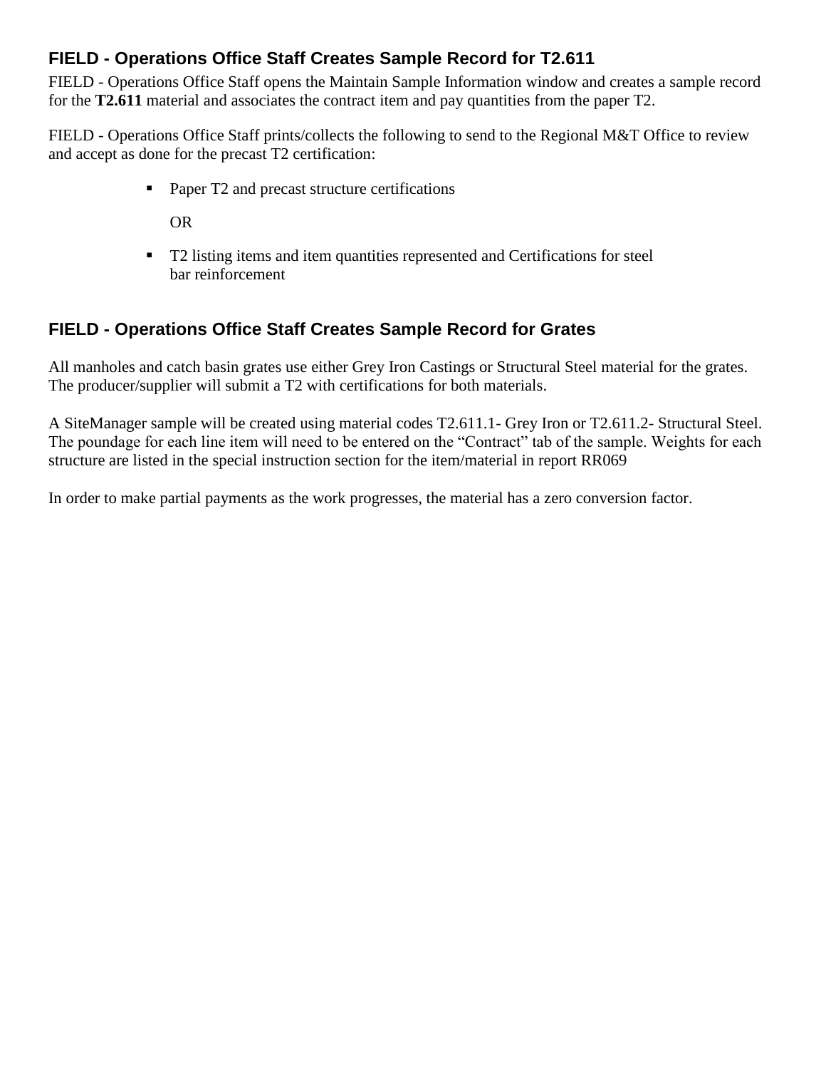## FIELD - Operations Office Staff Creates Sample Record for T2.611

FIELD - Operations Office Staff opens the Maintain Sample Information window and creates a sample record for the **T2.611** material and associates the contract item and pay quantities from the paper T2.

FIELD - Operations Office Staff prints/collects the following to send to the Regional M&T Office to review and accept as done for the precast T2 certification:

- Paper T2 and precast structure certifications

  OR

- T2 listing items and item quantities represented and Certifications for steel bar reinforcement

## FIELD - Operations Office Staff Creates Sample Record for Grates

All manholes and catch basin grates use either Grey Iron Castings or Structural Steel material for the grates. The producer/supplier will submit a T2 with certifications for both materials.

A SiteManager sample will be created using material codes T2.611.1- Grey Iron or T2.611.2- Structural Steel. The poundage for each line item will need to be entered on the "Contract" tab of the sample. Weights for each structure are listed in the special instruction section for the item/material in report RR069

In order to make partial payments as the work progresses, the material has a zero conversion factor.